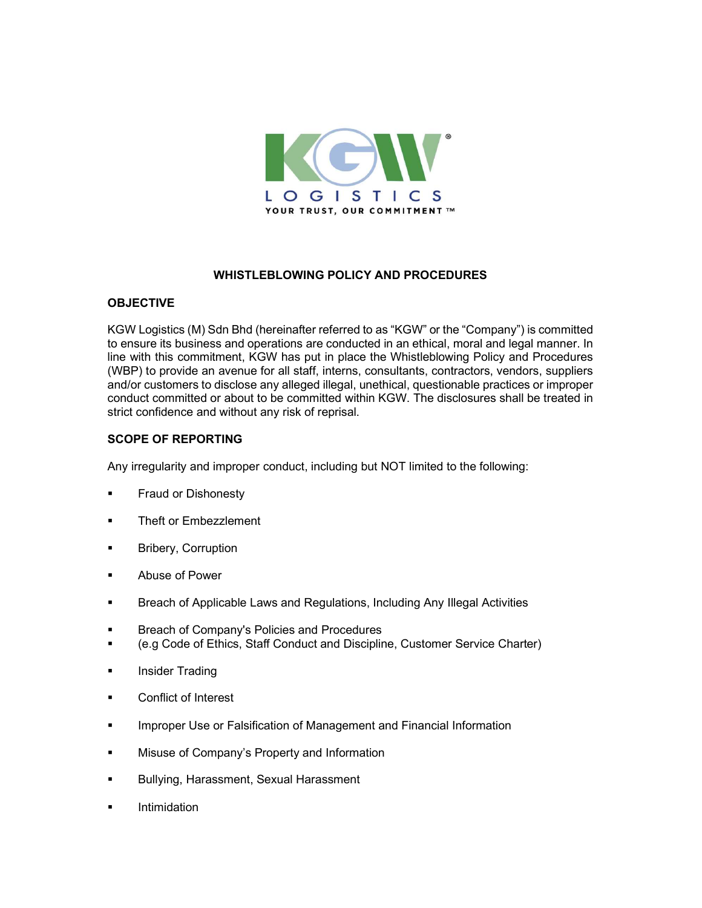KGW LOGISTICS

YOUR TRUST, OUR COMMITMENT ™

# WHISTLEBLOWING POLICY AND PROCEDURES

## OBJECTIVE

KGW Logistics (M) Sdn Bhd (hereinafter referred to as "KGW" or the "Company") is committed to ensure its business and operations are conducted in an ethical, moral and legal manner. In line with this commitment, KGW has put in place the Whistleblowing Policy and Procedures (WBP) to provide an avenue for all staff, interns, consultants, contractors, vendors, suppliers and/or customers to disclose any alleged illegal, unethical, questionable practices or improper conduct committed or about to be committed within KGW. The disclosures shall be treated in strict confidence and without any risk of reprisal.

## SCOPE OF REPORTING

Any irregularity and improper conduct, including but NOT limited to the following:

- Fraud or Dishonesty
- Theft or Embezzlement
- Bribery, Corruption
- Abuse of Power
- Breach of Applicable Laws and Regulations, Including Any Illegal Activities
- Breach of Company's Policies and Procedures
- (e.g Code of Ethics, Staff Conduct and Discipline, Customer Service Charter)
- Insider Trading
- Conflict of Interest
- Improper Use or Falsification of Management and Financial Information
- Misuse of Company's Property and Information
- Bullying, Harassment, Sexual Harassment
- Intimidation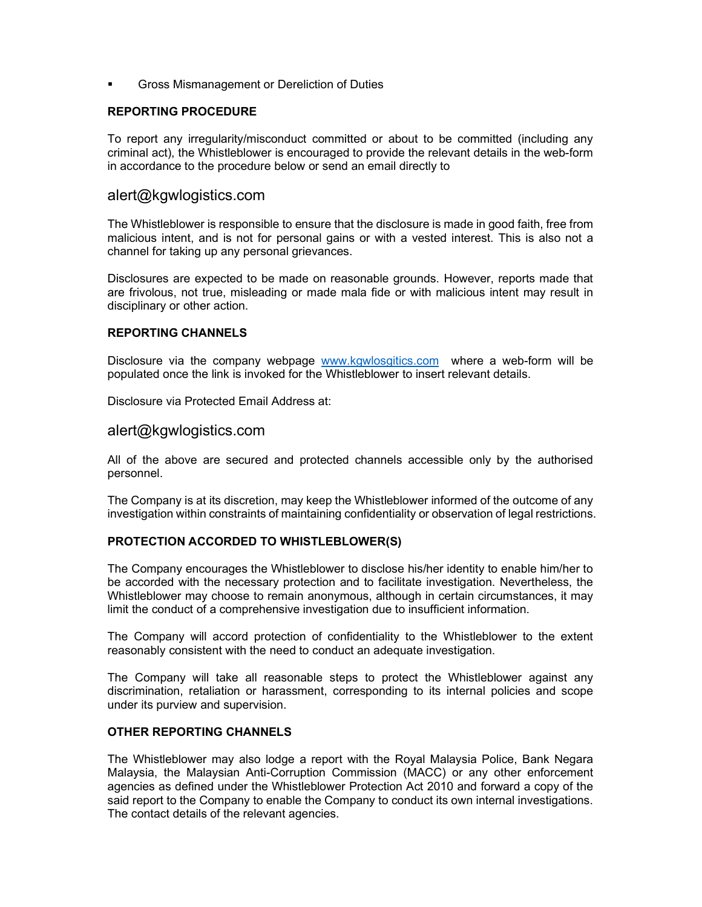- Gross Mismanagement or Dereliction of Duties

**REPORTING PROCEDURE**

To report any irregularity/misconduct committed or about to be committed (including any criminal act), the Whistleblower is encouraged to provide the relevant details in the web-form in accordance to the procedure below or send an email directly to

alert@kgwlogistics.com

The Whistleblower is responsible to ensure that the disclosure is made in good faith, free from malicious intent, and is not for personal gains or with a vested interest. This is also not a channel for taking up any personal grievances.

Disclosures are expected to be made on reasonable grounds. However, reports made that are frivolous, not true, misleading or made mala fide or with malicious intent may result in disciplinary or other action.

**REPORTING CHANNELS**

Disclosure via the company webpage [www.kgwlosgitics.com](www.kgwlosgitics.com) where a web-form will be populated once the link is invoked for the Whistleblower to insert relevant details.

Disclosure via Protected Email Address at:

alert@kgwlogistics.com

All of the above are secured and protected channels accessible only by the authorised personnel.

The Company is at its discretion, may keep the Whistleblower informed of the outcome of any investigation within constraints of maintaining confidentiality or observation of legal restrictions.

**PROTECTION ACCORDED TO WHISTLEBLOWER(S)**

The Company encourages the Whistleblower to disclose his/her identity to enable him/her to be accorded with the necessary protection and to facilitate investigation. Nevertheless, the Whistleblower may choose to remain anonymous, although in certain circumstances, it may limit the conduct of a comprehensive investigation due to insufficient information.

The Company will accord protection of confidentiality to the Whistleblower to the extent reasonably consistent with the need to conduct an adequate investigation.

The Company will take all reasonable steps to protect the Whistleblower against any discrimination, retaliation or harassment, corresponding to its internal policies and scope under its purview and supervision.

**OTHER REPORTING CHANNELS**

The Whistleblower may also lodge a report with the Royal Malaysia Police, Bank Negara Malaysia, the Malaysian Anti-Corruption Commission (MACC) or any other enforcement agencies as defined under the Whistleblower Protection Act 2010 and forward a copy of the said report to the Company to enable the Company to conduct its own internal investigations. The contact details of the relevant agencies.